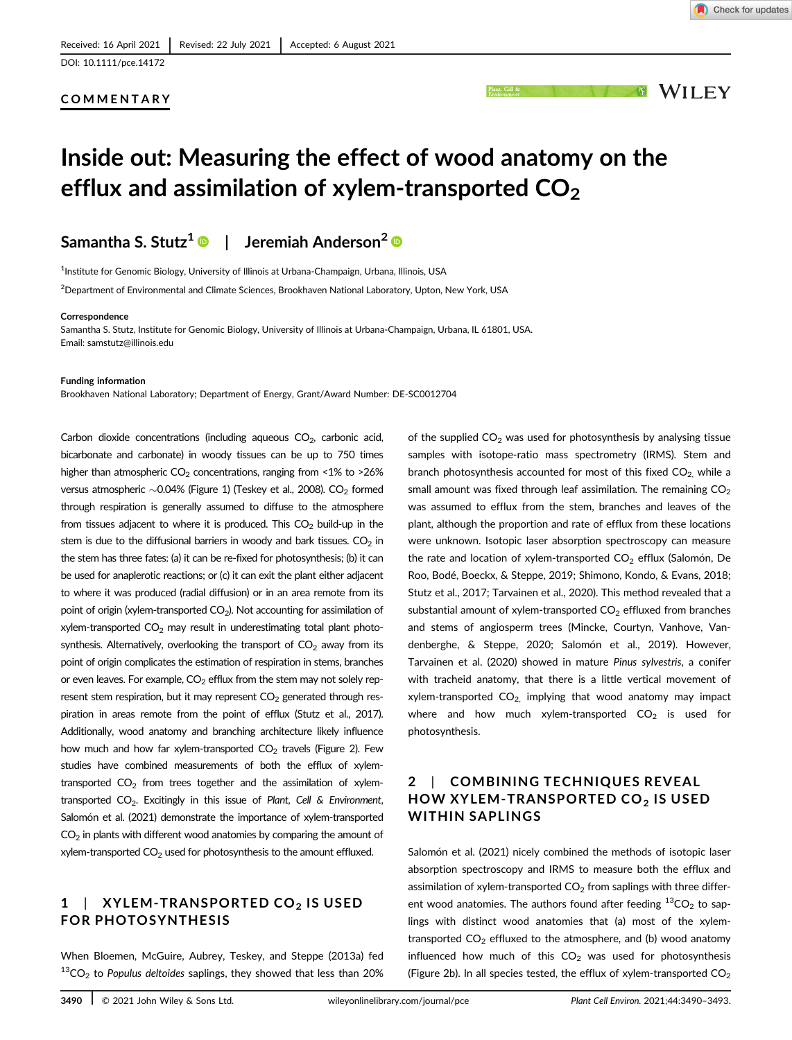Received: 16 April 2021 | Revised: 22 July 2021 | Accepted: 6 August 2021

DOI: 10.1111/pce.14172

COMMENTARY

# Inside out: Measuring the effect of wood anatomy on the efflux and assimilation of xylem-transported $CO_2$

**Samantha S. Stutz**[1] | **Jeremiah Anderson**[2]

[1]Institute for Genomic Biology, University of Illinois at Urbana-Champaign, Urbana, Illinois, USA

[2]Department of Environmental and Climate Sciences, Brookhaven National Laboratory, Upton, New York, USA

**Correspondence**
Samantha S. Stutz, Institute for Genomic Biology, University of Illinois at Urbana-Champaign, Urbana, IL 61801, USA.
Email: samstutz@illinois.edu

**Funding information**
Brookhaven National Laboratory; Department of Energy, Grant/Award Number: DE-SC0012704

Carbon dioxide concentrations (including aqueous $CO_2$, carbonic acid, bicarbonate and carbonate) in woody tissues can be up to 750 times higher than atmospheric $CO_2$ concentrations, ranging from <1% to >26% versus atmospheric ~0.04% (Figure 1) (Teskey et al., 2008). $CO_2$ formed through respiration is generally assumed to diffuse to the atmosphere from tissues adjacent to where it is produced. This $CO_2$ build-up in the stem is due to the diffusional barriers in woody and bark tissues. $CO_2$ in the stem has three fates: (a) it can be re-fixed for photosynthesis; (b) it can be used for anaplerotic reactions; or (c) it can exit the plant either adjacent to where it was produced (radial diffusion) or in an area remote from its point of origin (xylem-transported $CO_2$). Not accounting for assimilation of xylem-transported $CO_2$ may result in underestimating total plant photosynthesis. Alternatively, overlooking the transport of $CO_2$ away from its point of origin complicates the estimation of respiration in stems, branches or even leaves. For example, $CO_2$ efflux from the stem may not solely represent stem respiration, but it may represent $CO_2$ generated through respiration in areas remote from the point of efflux (Stutz et al., 2017). Additionally, wood anatomy and branching architecture likely influence how much and how far xylem-transported $CO_2$ travels (Figure 2). Few studies have combined measurements of both the efflux of xylem-transported $CO_2$ from trees together and the assimilation of xylem-transported $CO_2$. Excitingly in this issue of *Plant, Cell & Environment*, Salomón et al. (2021) demonstrate the importance of xylem-transported $CO_2$ in plants with different wood anatomies by comparing the amount of xylem-transported $CO_2$ used for photosynthesis to the amount effluxed.

## 1 | XYLEM-TRANSPORTED $CO_2$ IS USED FOR PHOTOSYNTHESIS

When Bloemen, McGuire, Aubrey, Teskey, and Steppe (2013a) fed $^{13}CO_2$ to *Populus deltoides* saplings, they showed that less than 20% of the supplied $CO_2$ was used for photosynthesis by analysing tissue samples with isotope-ratio mass spectrometry (IRMS). Stem and branch photosynthesis accounted for most of this fixed $CO_2$, while a small amount was fixed through leaf assimilation. The remaining $CO_2$ was assumed to efflux from the stem, branches and leaves of the plant, although the proportion and rate of efflux from these locations were unknown. Isotopic laser absorption spectroscopy can measure the rate and location of xylem-transported $CO_2$ efflux (Salomón, De Roo, Bodé, Boeckx, & Steppe, 2019; Shimono, Kondo, & Evans, 2018; Stutz et al., 2017; Tarvainen et al., 2020). This method revealed that a substantial amount of xylem-transported $CO_2$ effluxed from branches and stems of angiosperm trees (Mincke, Courtyn, Vanhove, Vandenberghe, & Steppe, 2020; Salomón et al., 2019). However, Tarvainen et al. (2020) showed in mature *Pinus sylvestris*, a conifer with tracheid anatomy, that there is a little vertical movement of xylem-transported $CO_2$, implying that wood anatomy may impact where and how much xylem-transported $CO_2$ is used for photosynthesis.

## 2 | COMBINING TECHNIQUES REVEAL HOW XYLEM-TRANSPORTED $CO_2$ IS USED WITHIN SAPLINGS

Salomón et al. (2021) nicely combined the methods of isotopic laser absorption spectroscopy and IRMS to measure both the efflux and assimilation of xylem-transported $CO_2$ from saplings with three different wood anatomies. The authors found after feeding $^{13}CO_2$ to saplings with distinct wood anatomies that (a) most of the xylem-transported $CO_2$ effluxed to the atmosphere, and (b) wood anatomy influenced how much of this $CO_2$ was used for photosynthesis (Figure 2b). In all species tested, the efflux of xylem-transported $CO_2$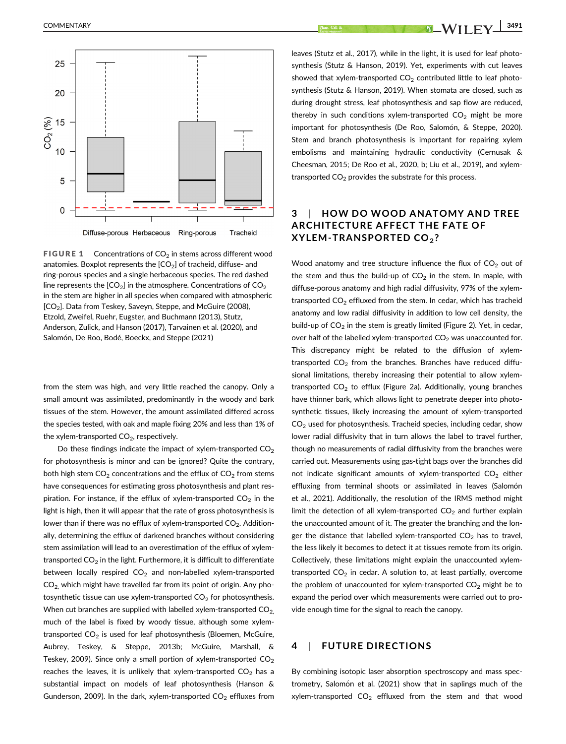**FIGURE 1** Concentrations of $CO_2$ in stems across different wood anatomies. Boxplot represents the [$CO_2$] of tracheid, diffuse- and ring-porous species and a single herbaceous species. The red dashed line represents the [$CO_2$] in the atmosphere. Concentrations of $CO_2$ in the stem are higher in all species when compared with atmospheric [$CO_2$]. Data from Teskey, Saveyn, Steppe, and McGuire (2008), Etzold, Zweifel, Ruehr, Eugster, and Buchmann (2013), Stutz, Anderson, Zulick, and Hanson (2017), Tarvainen et al. (2020), and Salomón, De Roo, Bodé, Boeckx, and Steppe (2021)

from the stem was high, and very little reached the canopy. Only a small amount was assimilated, predominantly in the woody and bark tissues of the stem. However, the amount assimilated differed across the species tested, with oak and maple fixing 20% and less than 1% of the xylem-transported $CO_2$, respectively.

Do these findings indicate the impact of xylem-transported $CO_2$ for photosynthesis is minor and can be ignored? Quite the contrary, both high stem $CO_2$ concentrations and the efflux of $CO_2$ from stems have consequences for estimating gross photosynthesis and plant respiration. For instance, if the efflux of xylem-transported $CO_2$ in the light is high, then it will appear that the rate of gross photosynthesis is lower than if there was no efflux of xylem-transported $CO_2$. Additionally, determining the efflux of darkened branches without considering stem assimilation will lead to an overestimation of the efflux of xylem-transported $CO_2$ in the light. Furthermore, it is difficult to differentiate between locally respired $CO_2$ and non-labelled xylem-transported $CO_2$, which might have travelled far from its point of origin. Any photosynthetic tissue can use xylem-transported $CO_2$ for photosynthesis. When cut branches are supplied with labelled xylem-transported $CO_2$, much of the label is fixed by woody tissue, although some xylem-transported $CO_2$ is used for leaf photosynthesis (Bloemen, McGuire, Aubrey, Teskey, & Steppe, 2013b; McGuire, Marshall, & Teskey, 2009). Since only a small portion of xylem-transported $CO_2$ reaches the leaves, it is unlikely that xylem-transported $CO_2$ has a substantial impact on models of leaf photosynthesis (Hanson & Gunderson, 2009). In the dark, xylem-transported $CO_2$ effluxes from leaves (Stutz et al., 2017), while in the light, it is used for leaf photosynthesis (Stutz & Hanson, 2019). Yet, experiments with cut leaves showed that xylem-transported $CO_2$ contributed little to leaf photosynthesis (Stutz & Hanson, 2019). When stomata are closed, such as during drought stress, leaf photosynthesis and sap flow are reduced, thereby in such conditions xylem-transported $CO_2$ might be more important for photosynthesis (De Roo, Salomón, & Steppe, 2020). Stem and branch photosynthesis is important for repairing xylem embolisms and maintaining hydraulic conductivity (Cernusak & Cheesman, 2015; De Roo et al., 2020, b; Liu et al., 2019), and xylem-transported $CO_2$ provides the substrate for this process.

## 3 | HOW DO WOOD ANATOMY AND TREE ARCHITECTURE AFFECT THE FATE OF XYLEM-TRANSPORTED $CO_2$?

Wood anatomy and tree structure influence the flux of $CO_2$ out of the stem and thus the build-up of $CO_2$ in the stem. In maple, with diffuse-porous anatomy and high radial diffusivity, 97% of the xylem-transported $CO_2$ effluxed from the stem. In cedar, which has tracheid anatomy and low radial diffusivity in addition to low cell density, the build-up of $CO_2$ in the stem is greatly limited (Figure 2). Yet, in cedar, over half of the labelled xylem-transported $CO_2$ was unaccounted for. This discrepancy might be related to the diffusion of xylem-transported $CO_2$ from the branches. Branches have reduced diffusional limitations, thereby increasing their potential to allow xylem-transported $CO_2$ to efflux (Figure 2a). Additionally, young branches have thinner bark, which allows light to penetrate deeper into photosynthetic tissues, likely increasing the amount of xylem-transported $CO_2$ used for photosynthesis. Tracheid species, including cedar, show lower radial diffusivity that in turn allows the label to travel further, though no measurements of radial diffusivity from the branches were carried out. Measurements using gas-tight bags over the branches did not indicate significant amounts of xylem-transported $CO_2$ either effluxing from terminal shoots or assimilated in leaves (Salomón et al., 2021). Additionally, the resolution of the IRMS method might limit the detection of all xylem-transported $CO_2$ and further explain the unaccounted amount of it. The greater the branching and the longer the distance that labelled xylem-transported $CO_2$ has to travel, the less likely it becomes to detect it at tissues remote from its origin. Collectively, these limitations might explain the unaccounted xylem-transported $CO_2$ in cedar. A solution to, at least partially, overcome the problem of unaccounted for xylem-transported $CO_2$ might be to expand the period over which measurements were carried out to provide enough time for the signal to reach the canopy.

## 4 | FUTURE DIRECTIONS

By combining isotopic laser absorption spectroscopy and mass spectrometry, Salomón et al. (2021) show that in saplings much of the xylem-transported $CO_2$ effluxed from the stem and that wood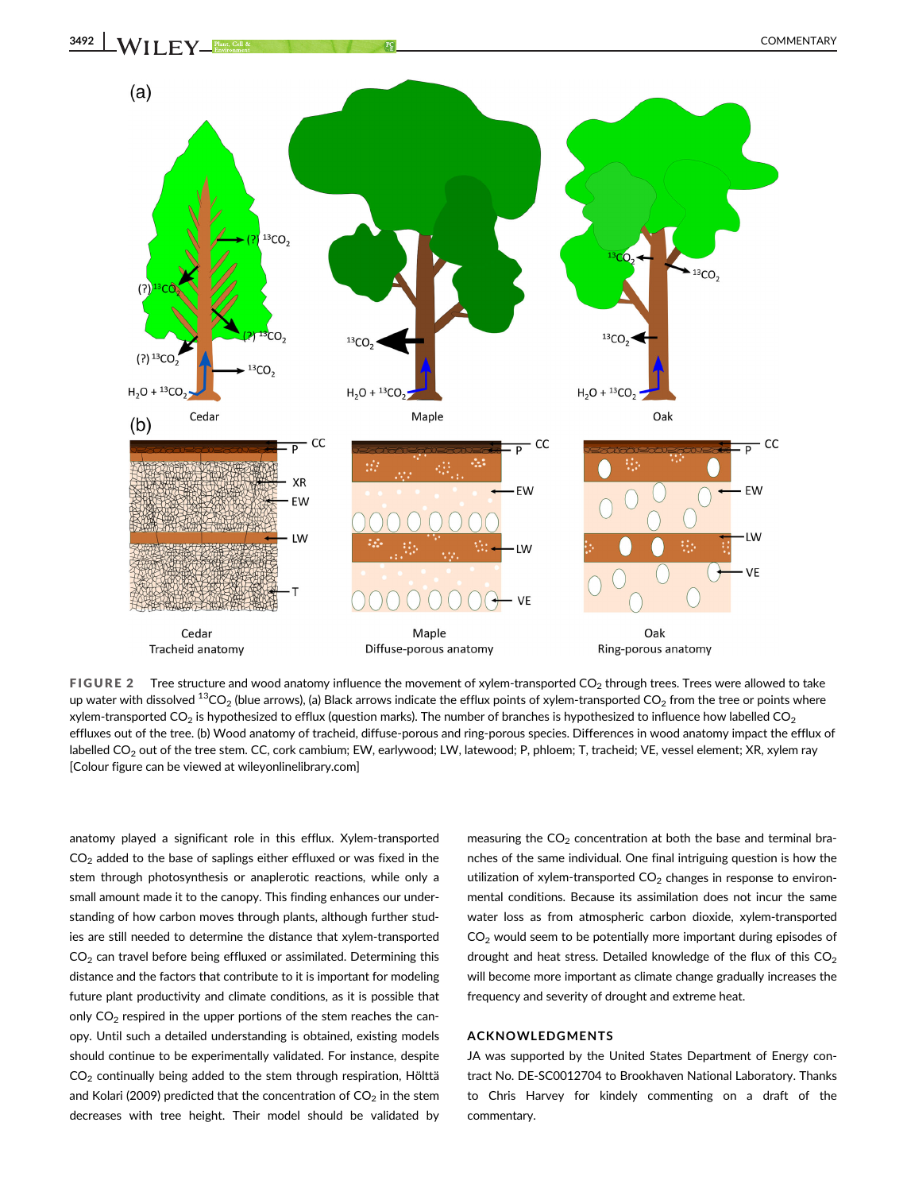FIGURE 2 Tree structure and wood anatomy influence the movement of xylem-transported $CO_2$ through trees. Trees were allowed to take up water with dissolved $^{13}CO_2$ (blue arrows), (a) Black arrows indicate the efflux points of xylem-transported $CO_2$ from the tree or points where xylem-transported $CO_2$ is hypothesized to efflux (question marks). The number of branches is hypothesized to influence how labelled $CO_2$ effluxes out of the tree. (b) Wood anatomy of tracheid, diffuse-porous and ring-porous species. Differences in wood anatomy impact the efflux of labelled $CO_2$ out of the tree stem. CC, cork cambium; EW, earlywood; LW, latewood; P, phloem; T, tracheid; VE, vessel element; XR, xylem ray [Colour figure can be viewed at wileyonlinelibrary.com]

anatomy played a significant role in this efflux. Xylem-transported $CO_2$ added to the base of saplings either effluxed or was fixed in the stem through photosynthesis or anaplerotic reactions, while only a small amount made it to the canopy. This finding enhances our understanding of how carbon moves through plants, although further studies are still needed to determine the distance that xylem-transported $CO_2$ can travel before being effluxed or assimilated. Determining this distance and the factors that contribute to it is important for modeling future plant productivity and climate conditions, as it is possible that only $CO_2$ respired in the upper portions of the stem reaches the canopy. Until such a detailed understanding is obtained, existing models should continue to be experimentally validated. For instance, despite $CO_2$ continually being added to the stem through respiration, Hölttä and Kolari (2009) predicted that the concentration of $CO_2$ in the stem decreases with tree height. Their model should be validated by measuring the $CO_2$ concentration at both the base and terminal branches of the same individual. One final intriguing question is how the utilization of xylem-transported $CO_2$ changes in response to environmental conditions. Because its assimilation does not incur the same water loss as from atmospheric carbon dioxide, xylem-transported $CO_2$ would seem to be potentially more important during episodes of drought and heat stress. Detailed knowledge of the flux of this $CO_2$ will become more important as climate change gradually increases the frequency and severity of drought and extreme heat.

## ACKNOWLEDGMENTS

JA was supported by the United States Department of Energy contract No. DE-SC0012704 to Brookhaven National Laboratory. Thanks to Chris Harvey for kindly commenting on a draft of the commentary.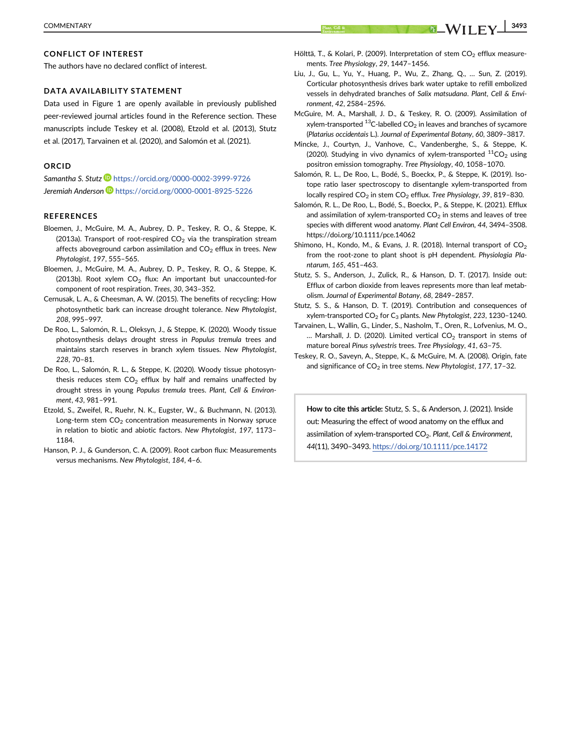## CONFLICT OF INTEREST

The authors have no declared conflict of interest.

## DATA AVAILABILITY STATEMENT

Data used in Figure 1 are openly available in previously published peer-reviewed journal articles found in the Reference section. These manuscripts include Teskey et al. (2008), Etzold et al. (2013), Stutz et al. (2017), Tarvainen et al. (2020), and Salomón et al. (2021).

## ORCID

*Samantha S. Stutz* https://orcid.org/0000-0002-3999-9726
*Jeremiah Anderson* https://orcid.org/0000-0001-8925-5226

## REFERENCES

Bloemen, J., McGuire, M. A., Aubrey, D. P., Teskey, R. O., & Steppe, K. (2013a). Transport of root-respired $CO_2$ via the transpiration stream affects aboveground carbon assimilation and $CO_2$ efflux in trees. *New Phytologist*, *197*, 555–565.

Bloemen, J., McGuire, M. A., Aubrey, D. P., Teskey, R. O., & Steppe, K. (2013b). Root xylem $CO_2$ flux: An important but unaccounted-for component of root respiration. *Trees*, *30*, 343–352.

Cernusak, L. A., & Cheesman, A. W. (2015). The benefits of recycling: How photosynthetic bark can increase drought tolerance. *New Phytologist*, *208*, 995–997.

De Roo, L., Salomón, R. L., Oleksyn, J., & Steppe, K. (2020). Woody tissue photosynthesis delays drought stress in *Populus tremula* trees and maintains starch reserves in branch xylem tissues. *New Phytologist*, *228*, 70–81.

De Roo, L., Salomón, R. L., & Steppe, K. (2020). Woody tissue photosynthesis reduces stem $CO_2$ efflux by half and remains unaffected by drought stress in young *Populus tremula* trees. *Plant, Cell & Environment*, *43*, 981–991.

Etzold, S., Zweifel, R., Ruehr, N. K., Eugster, W., & Buchmann, N. (2013). Long-term stem $CO_2$ concentration measurements in Norway spruce in relation to biotic and abiotic factors. *New Phytologist*, *197*, 1173–1184.

Hanson, P. J., & Gunderson, C. A. (2009). Root carbon flux: Measurements versus mechanisms. *New Phytologist*, *184*, 4–6.

Hölttä, T., & Kolari, P. (2009). Interpretation of stem $CO_2$ efflux measurements. *Tree Physiology*, *29*, 1447–1456.

Liu, J., Gu, L., Yu, Y., Huang, P., Wu, Z., Zhang, Q., … Sun, Z. (2019). Corticular photosynthesis drives bark water uptake to refill embolized vessels in dehydrated branches of *Salix matsudana*. *Plant, Cell & Environment*, *42*, 2584–2596.

McGuire, M. A., Marshall, J. D., & Teskey, R. O. (2009). Assimilation of xylem-transported $^{13}$C-labelled $CO_2$ in leaves and branches of sycamore (*Platarius occidentais* L.). *Journal of Experimental Botany*, *60*, 3809–3817.

Mincke, J., Courtyn, J., Vanhove, C., Vandenberghe, S., & Steppe, K. (2020). Studying in vivo dynamics of xylem-transported $^{11}CO_2$ using positron emission tomography. *Tree Physiology*, *40*, 1058–1070.

Salomón, R. L., De Roo, L., Bodé, S., Boeckx, P., & Steppe, K. (2019). Isotope ratio laser spectroscopy to disentangle xylem-transported from locally respired $CO_2$ in stem $CO_2$ efflux. *Tree Physiology*, *39*, 819–830.

Salomón, R. L., De Roo, L., Bodé, S., Boeckx, P., & Steppe, K. (2021). Efflux and assimilation of xylem-transported $CO_2$ in stems and leaves of tree species with different wood anatomy. *Plant Cell Environ*, *44*, 3494–3508. https://doi.org/10.1111/pce.14062

Shimono, H., Kondo, M., & Evans, J. R. (2018). Internal transport of $CO_2$ from the root-zone to plant shoot is pH dependent. *Physiologia Plantarum*, *165*, 451–463.

Stutz, S. S., Anderson, J., Zulick, R., & Hanson, D. T. (2017). Inside out: Efflux of carbon dioxide from leaves represents more than leaf metabolism. *Journal of Experimental Botany*, *68*, 2849–2857.

Stutz, S. S., & Hanson, D. T. (2019). Contribution and consequences of xylem-transported $CO_2$ for $C_3$ plants. *New Phytologist*, *223*, 1230–1240.

Tarvainen, L., Wallin, G., Linder, S., Nasholm, T., Oren, R., Lofvenius, M. O., … Marshall, J. D. (2020). Limited vertical $CO_2$ transport in stems of mature boreal *Pinus sylvestris* trees. *Tree Physiology*, *41*, 63–75.

Teskey, R. O., Saveyn, A., Steppe, K., & McGuire, M. A. (2008). Origin, fate and significance of $CO_2$ in tree stems. *New Phytologist*, *177*, 17–32.

**How to cite this article:** Stutz, S. S., & Anderson, J. (2021). Inside out: Measuring the effect of wood anatomy on the efflux and assimilation of xylem-transported $CO_2$. *Plant, Cell & Environment*, *44*(11), 3490–3493. https://doi.org/10.1111/pce.14172